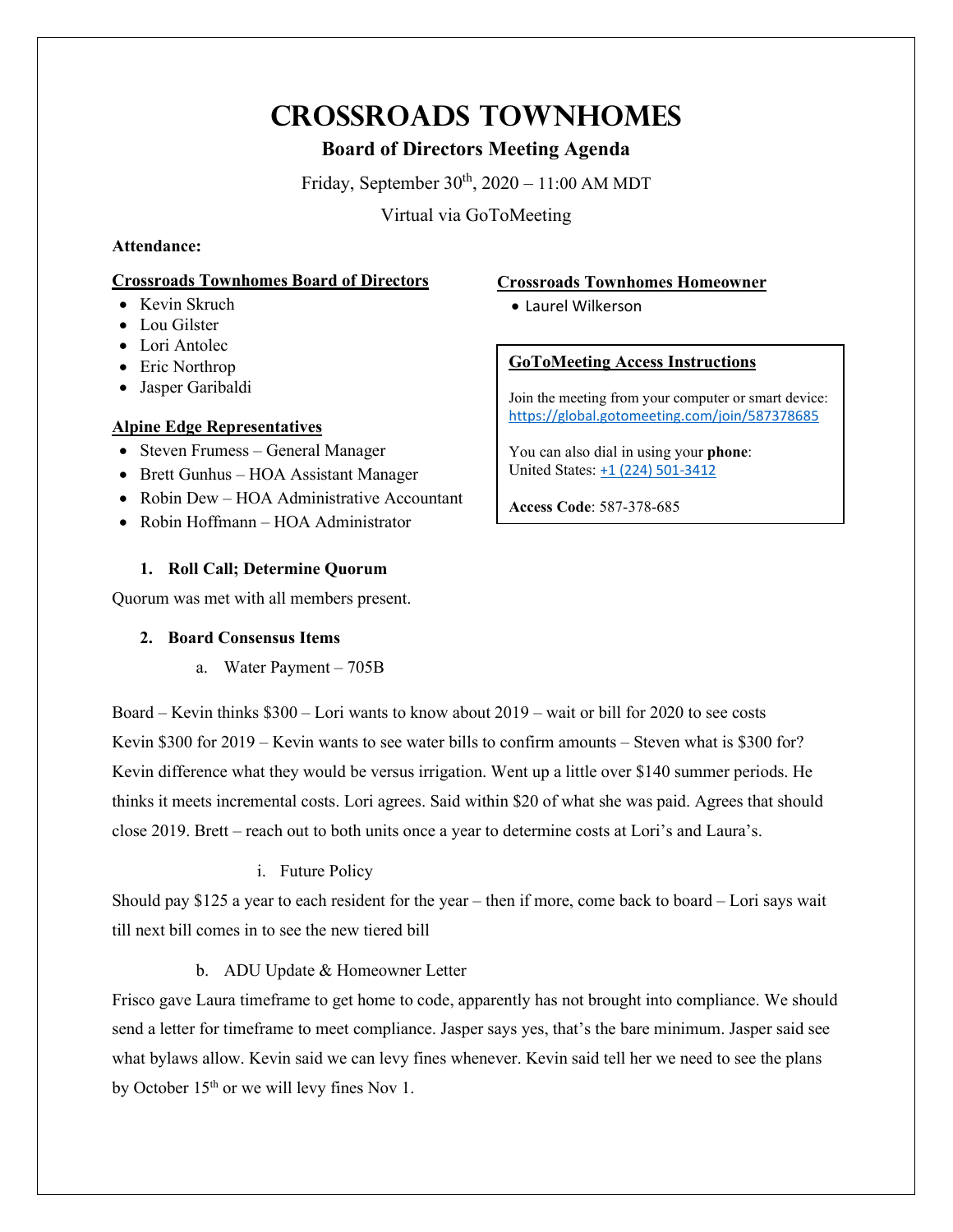# Crossroads Townhomes

## Board of Directors Meeting Agenda

Friday, September 30th, 2020 – 11:00 AM MDT

Virtual via GoToMeeting

**Attendance:**

**Crossroads Townhomes Board of Directors**

- Kevin Skruch
- Lou Gilster
- Lori Antolec
- Eric Northrop
- Jasper Garibaldi

**Alpine Edge Representatives**

- Steven Frumess – General Manager
- Brett Gunhus – HOA Assistant Manager
- Robin Dew – HOA Administrative Accountant
- Robin Hoffmann – HOA Administrator

**Crossroads Townhomes Homeowner**

- Laurel Wilkerson

**GoToMeeting Access Instructions**

Join the meeting from your computer or smart device:
https://global.gotomeeting.com/join/587378685

You can also dial in using your **phone**:
United States: +1 (224) 501-3412

**Access Code**: 587-378-685

### 1. Roll Call; Determine Quorum

Quorum was met with all members present.

### 2. Board Consensus Items

a. Water Payment – 705B

Board – Kevin thinks $300 – Lori wants to know about 2019 – wait or bill for 2020 to see costs Kevin $300 for 2019 – Kevin wants to see water bills to confirm amounts – Steven what is $300 for? Kevin difference what they would be versus irrigation. Went up a little over $140 summer periods. He thinks it meets incremental costs. Lori agrees. Said within $20 of what she was paid. Agrees that should close 2019. Brett – reach out to both units once a year to determine costs at Lori's and Laura's.

i. Future Policy

Should pay $125 a year to each resident for the year – then if more, come back to board – Lori says wait till next bill comes in to see the new tiered bill

b. ADU Update & Homeowner Letter

Frisco gave Laura timeframe to get home to code, apparently has not brought into compliance. We should send a letter for timeframe to meet compliance. Jasper says yes, that's the bare minimum. Jasper said see what bylaws allow. Kevin said we can levy fines whenever. Kevin said tell her we need to see the plans by October 15th or we will levy fines Nov 1.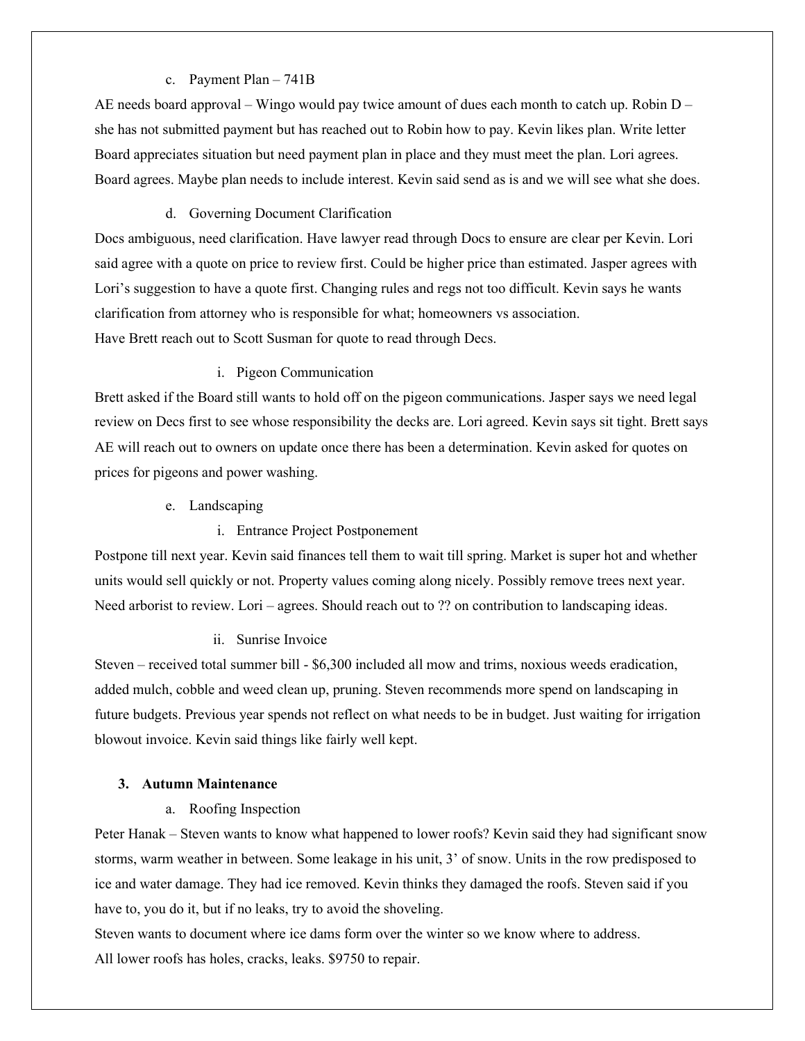c. Payment Plan – 741B

AE needs board approval – Wingo would pay twice amount of dues each month to catch up. Robin D – she has not submitted payment but has reached out to Robin how to pay. Kevin likes plan. Write letter Board appreciates situation but need payment plan in place and they must meet the plan. Lori agrees. Board agrees. Maybe plan needs to include interest. Kevin said send as is and we will see what she does.

d. Governing Document Clarification

Docs ambiguous, need clarification. Have lawyer read through Docs to ensure are clear per Kevin. Lori said agree with a quote on price to review first. Could be higher price than estimated. Jasper agrees with Lori's suggestion to have a quote first. Changing rules and regs not too difficult. Kevin says he wants clarification from attorney who is responsible for what; homeowners vs association.
Have Brett reach out to Scott Susman for quote to read through Decs.

i. Pigeon Communication

Brett asked if the Board still wants to hold off on the pigeon communications. Jasper says we need legal review on Decs first to see whose responsibility the decks are. Lori agreed. Kevin says sit tight. Brett says AE will reach out to owners on update once there has been a determination. Kevin asked for quotes on prices for pigeons and power washing.

e. Landscaping

i. Entrance Project Postponement

Postpone till next year. Kevin said finances tell them to wait till spring. Market is super hot and whether units would sell quickly or not. Property values coming along nicely. Possibly remove trees next year. Need arborist to review. Lori – agrees. Should reach out to ?? on contribution to landscaping ideas.

ii. Sunrise Invoice

Steven – received total summer bill - $6,300 included all mow and trims, noxious weeds eradication, added mulch, cobble and weed clean up, pruning. Steven recommends more spend on landscaping in future budgets. Previous year spends not reflect on what needs to be in budget. Just waiting for irrigation blowout invoice. Kevin said things like fairly well kept.

## 3. Autumn Maintenance

a. Roofing Inspection

Peter Hanak – Steven wants to know what happened to lower roofs? Kevin said they had significant snow storms, warm weather in between. Some leakage in his unit, 3' of snow. Units in the row predisposed to ice and water damage. They had ice removed. Kevin thinks they damaged the roofs. Steven said if you have to, you do it, but if no leaks, try to avoid the shoveling.
Steven wants to document where ice dams form over the winter so we know where to address.
All lower roofs has holes, cracks, leaks. $9750 to repair.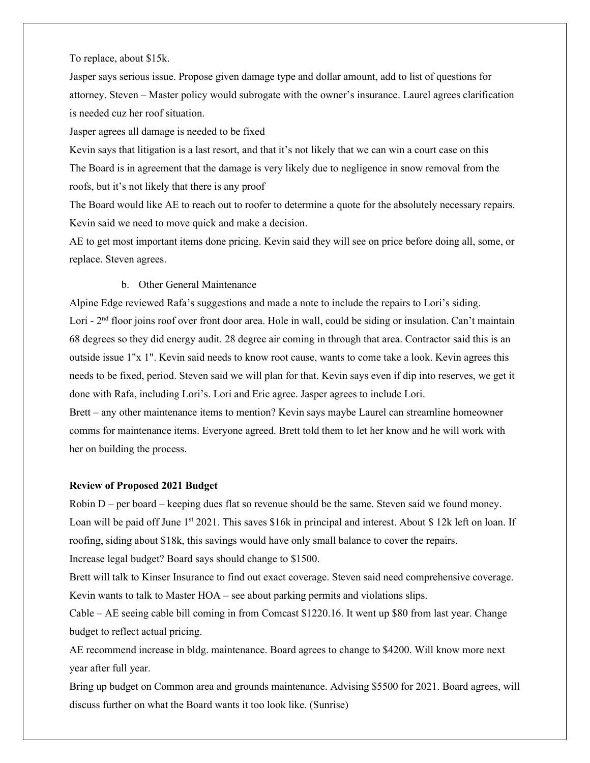To replace, about $15k.

Jasper says serious issue. Propose given damage type and dollar amount, add to list of questions for attorney. Steven – Master policy would subrogate with the owner's insurance. Laurel agrees clarification is needed cuz her roof situation.

Jasper agrees all damage is needed to be fixed

Kevin says that litigation is a last resort, and that it's not likely that we can win a court case on this

The Board is in agreement that the damage is very likely due to negligence in snow removal from the roofs, but it's not likely that there is any proof

The Board would like AE to reach out to roofer to determine a quote for the absolutely necessary repairs. Kevin said we need to move quick and make a decision.

AE to get most important items done pricing. Kevin said they will see on price before doing all, some, or replace. Steven agrees.

b. Other General Maintenance

Alpine Edge reviewed Rafa's suggestions and made a note to include the repairs to Lori's siding.

Lori - 2nd floor joins roof over front door area. Hole in wall, could be siding or insulation. Can't maintain 68 degrees so they did energy audit. 28 degree air coming in through that area. Contractor said this is an outside issue 1"x 1". Kevin said needs to know root cause, wants to come take a look. Kevin agrees this needs to be fixed, period. Steven said we will plan for that. Kevin says even if dip into reserves, we get it done with Rafa, including Lori's. Lori and Eric agree. Jasper agrees to include Lori.

Brett – any other maintenance items to mention? Kevin says maybe Laurel can streamline homeowner comms for maintenance items. Everyone agreed. Brett told them to let her know and he will work with her on building the process.

**Review of Proposed 2021 Budget**

Robin D – per board – keeping dues flat so revenue should be the same. Steven said we found money. Loan will be paid off June 1st 2021. This saves $16k in principal and interest. About $ 12k left on loan. If roofing, siding about $18k, this savings would have only small balance to cover the repairs.

Increase legal budget? Board says should change to $1500.

Brett will talk to Kinser Insurance to find out exact coverage. Steven said need comprehensive coverage.

Kevin wants to talk to Master HOA – see about parking permits and violations slips.

Cable – AE seeing cable bill coming in from Comcast $1220.16. It went up $80 from last year. Change budget to reflect actual pricing.

AE recommend increase in bldg. maintenance. Board agrees to change to $4200. Will know more next year after full year.

Bring up budget on Common area and grounds maintenance. Advising $5500 for 2021. Board agrees, will discuss further on what the Board wants it too look like. (Sunrise)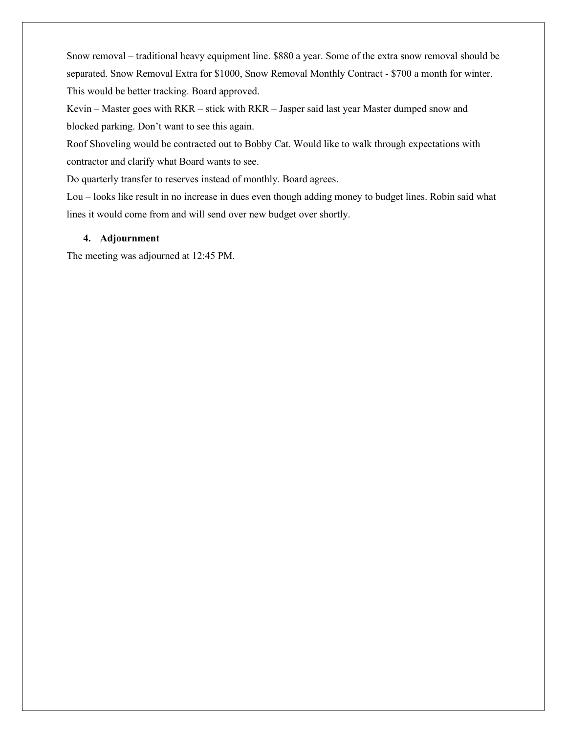Snow removal – traditional heavy equipment line. $880 a year. Some of the extra snow removal should be separated. Snow Removal Extra for $1000, Snow Removal Monthly Contract - $700 a month for winter. This would be better tracking. Board approved.

Kevin – Master goes with RKR – stick with RKR – Jasper said last year Master dumped snow and blocked parking. Don't want to see this again.

Roof Shoveling would be contracted out to Bobby Cat. Would like to walk through expectations with contractor and clarify what Board wants to see.

Do quarterly transfer to reserves instead of monthly. Board agrees.

Lou – looks like result in no increase in dues even though adding money to budget lines. Robin said what lines it would come from and will send over new budget over shortly.

### 4. Adjournment

The meeting was adjourned at 12:45 PM.